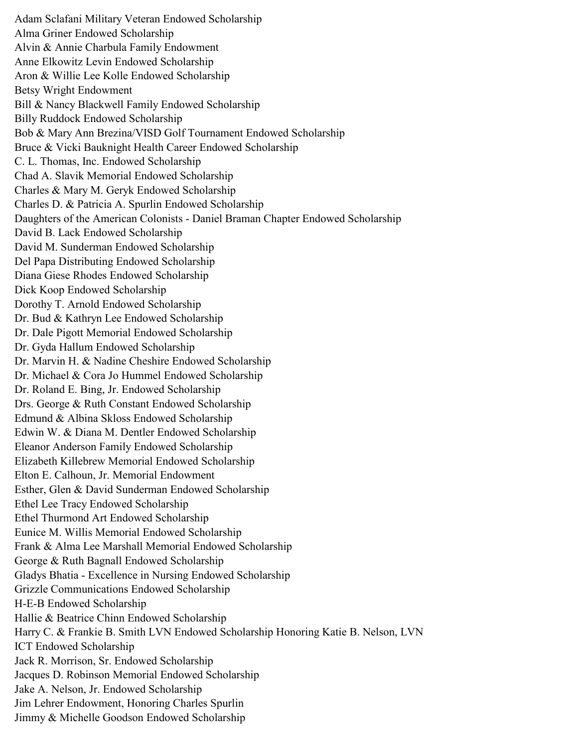Adam Sclafani Military Veteran Endowed Scholarship
Alma Griner Endowed Scholarship
Alvin & Annie Charbula Family Endowment
Anne Elkowitz Levin Endowed Scholarship
Aron & Willie Lee Kolle Endowed Scholarship
Betsy Wright Endowment
Bill & Nancy Blackwell Family Endowed Scholarship
Billy Ruddock Endowed Scholarship
Bob & Mary Ann Brezina/VISD Golf Tournament Endowed Scholarship
Bruce & Vicki Bauknight Health Career Endowed Scholarship
C. L. Thomas, Inc. Endowed Scholarship
Chad A. Slavik Memorial Endowed Scholarship
Charles & Mary M. Geryk Endowed Scholarship
Charles D. & Patricia A. Spurlin Endowed Scholarship
Daughters of the American Colonists - Daniel Braman Chapter Endowed Scholarship
David B. Lack Endowed Scholarship
David M. Sunderman Endowed Scholarship
Del Papa Distributing Endowed Scholarship
Diana Giese Rhodes Endowed Scholarship
Dick Koop Endowed Scholarship
Dorothy T. Arnold Endowed Scholarship
Dr. Bud & Kathryn Lee Endowed Scholarship
Dr. Dale Pigott Memorial Endowed Scholarship
Dr. Gyda Hallum Endowed Scholarship
Dr. Marvin H. & Nadine Cheshire Endowed Scholarship
Dr. Michael & Cora Jo Hummel Endowed Scholarship
Dr. Roland E. Bing, Jr. Endowed Scholarship
Drs. George & Ruth Constant Endowed Scholarship
Edmund & Albina Skloss Endowed Scholarship
Edwin W. & Diana M. Dentler Endowed Scholarship
Eleanor Anderson Family Endowed Scholarship
Elizabeth Killebrew Memorial Endowed Scholarship
Elton E. Calhoun, Jr. Memorial Endowment
Esther, Glen & David Sunderman Endowed Scholarship
Ethel Lee Tracy Endowed Scholarship
Ethel Thurmond Art Endowed Scholarship
Eunice M. Willis Memorial Endowed Scholarship
Frank & Alma Lee Marshall Memorial Endowed Scholarship
George & Ruth Bagnall Endowed Scholarship
Gladys Bhatia - Excellence in Nursing Endowed Scholarship
Grizzle Communications Endowed Scholarship
H-E-B Endowed Scholarship
Hallie & Beatrice Chinn Endowed Scholarship
Harry C. & Frankie B. Smith LVN Endowed Scholarship Honoring Katie B. Nelson, LVN
ICT Endowed Scholarship
Jack R. Morrison, Sr. Endowed Scholarship
Jacques D. Robinson Memorial Endowed Scholarship
Jake A. Nelson, Jr. Endowed Scholarship
Jim Lehrer Endowment, Honoring Charles Spurlin
Jimmy & Michelle Goodson Endowed Scholarship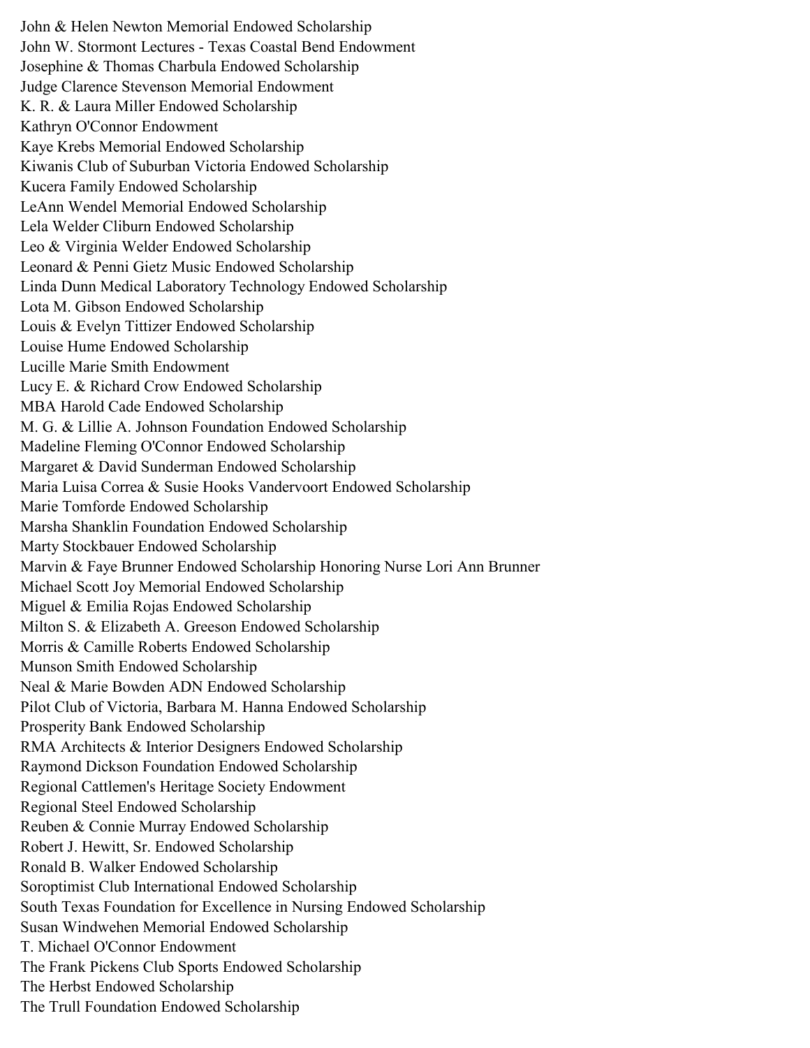John & Helen Newton Memorial Endowed Scholarship
John W. Stormont Lectures - Texas Coastal Bend Endowment
Josephine & Thomas Charbula Endowed Scholarship
Judge Clarence Stevenson Memorial Endowment
K. R. & Laura Miller Endowed Scholarship
Kathryn O'Connor Endowment
Kaye Krebs Memorial Endowed Scholarship
Kiwanis Club of Suburban Victoria Endowed Scholarship
Kucera Family Endowed Scholarship
LeAnn Wendel Memorial Endowed Scholarship
Lela Welder Cliburn Endowed Scholarship
Leo & Virginia Welder Endowed Scholarship
Leonard & Penni Gietz Music Endowed Scholarship
Linda Dunn Medical Laboratory Technology Endowed Scholarship
Lota M. Gibson Endowed Scholarship
Louis & Evelyn Tittizer Endowed Scholarship
Louise Hume Endowed Scholarship
Lucille Marie Smith Endowment
Lucy E. & Richard Crow Endowed Scholarship
MBA Harold Cade Endowed Scholarship
M. G. & Lillie A. Johnson Foundation Endowed Scholarship
Madeline Fleming O'Connor Endowed Scholarship
Margaret & David Sunderman Endowed Scholarship
Maria Luisa Correa & Susie Hooks Vandervoort Endowed Scholarship
Marie Tomforde Endowed Scholarship
Marsha Shanklin Foundation Endowed Scholarship
Marty Stockbauer Endowed Scholarship
Marvin & Faye Brunner Endowed Scholarship Honoring Nurse Lori Ann Brunner
Michael Scott Joy Memorial Endowed Scholarship
Miguel & Emilia Rojas Endowed Scholarship
Milton S. & Elizabeth A. Greeson Endowed Scholarship
Morris & Camille Roberts Endowed Scholarship
Munson Smith Endowed Scholarship
Neal & Marie Bowden ADN Endowed Scholarship
Pilot Club of Victoria, Barbara M. Hanna Endowed Scholarship
Prosperity Bank Endowed Scholarship
RMA Architects & Interior Designers Endowed Scholarship
Raymond Dickson Foundation Endowed Scholarship
Regional Cattlemen's Heritage Society Endowment
Regional Steel Endowed Scholarship
Reuben & Connie Murray Endowed Scholarship
Robert J. Hewitt, Sr. Endowed Scholarship
Ronald B. Walker Endowed Scholarship
Soroptimist Club International Endowed Scholarship
South Texas Foundation for Excellence in Nursing Endowed Scholarship
Susan Windwehen Memorial Endowed Scholarship
T. Michael O'Connor Endowment
The Frank Pickens Club Sports Endowed Scholarship
The Herbst Endowed Scholarship
The Trull Foundation Endowed Scholarship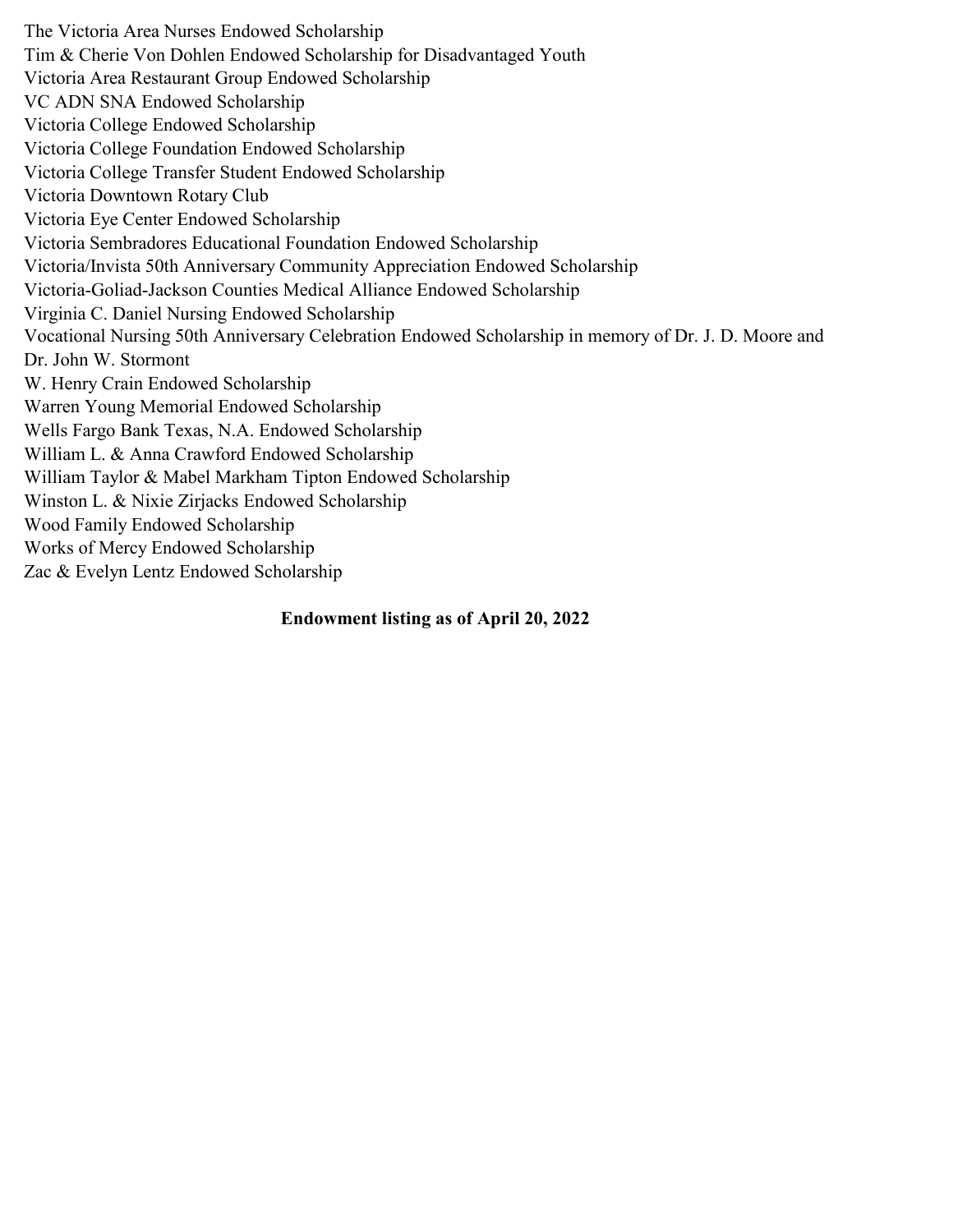The Victoria Area Nurses Endowed Scholarship
Tim & Cherie Von Dohlen Endowed Scholarship for Disadvantaged Youth
Victoria Area Restaurant Group Endowed Scholarship
VC ADN SNA Endowed Scholarship
Victoria College Endowed Scholarship
Victoria College Foundation Endowed Scholarship
Victoria College Transfer Student Endowed Scholarship
Victoria Downtown Rotary Club
Victoria Eye Center Endowed Scholarship
Victoria Sembradores Educational Foundation Endowed Scholarship
Victoria/Invista 50th Anniversary Community Appreciation Endowed Scholarship
Victoria-Goliad-Jackson Counties Medical Alliance Endowed Scholarship
Virginia C. Daniel Nursing Endowed Scholarship
Vocational Nursing 50th Anniversary Celebration Endowed Scholarship in memory of Dr. J. D. Moore and Dr. John W. Stormont
W. Henry Crain Endowed Scholarship
Warren Young Memorial Endowed Scholarship
Wells Fargo Bank Texas, N.A. Endowed Scholarship
William L. & Anna Crawford Endowed Scholarship
William Taylor & Mabel Markham Tipton Endowed Scholarship
Winston L. & Nixie Zirjacks Endowed Scholarship
Wood Family Endowed Scholarship
Works of Mercy Endowed Scholarship
Zac & Evelyn Lentz Endowed Scholarship

**Endowment listing as of April 20, 2022**